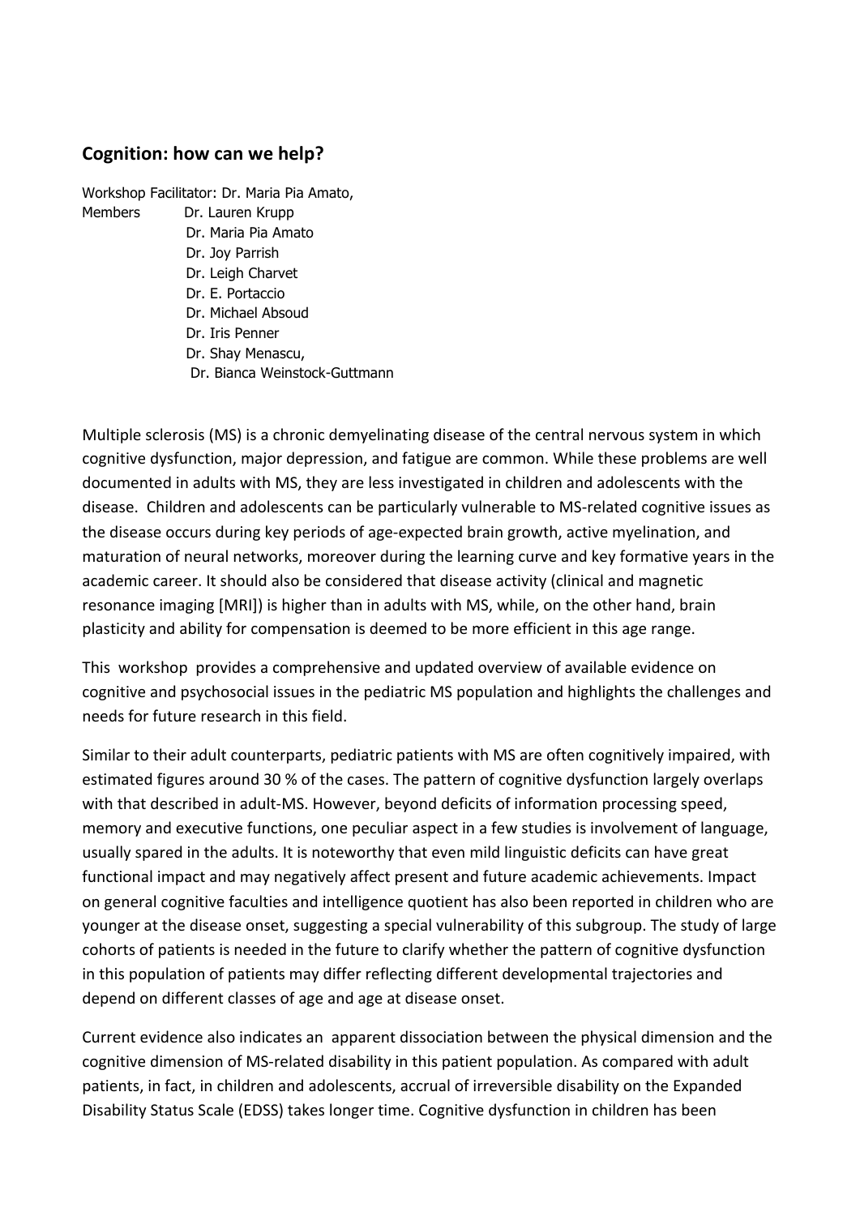## Cognition: how can we help?

Workshop Facilitator: Dr. Maria Pia Amato,

Members Dr. Lauren Krupp
Dr. Maria Pia Amato
Dr. Joy Parrish
Dr. Leigh Charvet
Dr. E. Portaccio
Dr. Michael Absoud
Dr. Iris Penner
Dr. Shay Menascu,
Dr. Bianca Weinstock-Guttmann

Multiple sclerosis (MS) is a chronic demyelinating disease of the central nervous system in which cognitive dysfunction, major depression, and fatigue are common. While these problems are well documented in adults with MS, they are less investigated in children and adolescents with the disease. Children and adolescents can be particularly vulnerable to MS-related cognitive issues as the disease occurs during key periods of age-expected brain growth, active myelination, and maturation of neural networks, moreover during the learning curve and key formative years in the academic career. It should also be considered that disease activity (clinical and magnetic resonance imaging [MRI]) is higher than in adults with MS, while, on the other hand, brain plasticity and ability for compensation is deemed to be more efficient in this age range.

This workshop provides a comprehensive and updated overview of available evidence on cognitive and psychosocial issues in the pediatric MS population and highlights the challenges and needs for future research in this field.

Similar to their adult counterparts, pediatric patients with MS are often cognitively impaired, with estimated figures around 30 % of the cases. The pattern of cognitive dysfunction largely overlaps with that described in adult-MS. However, beyond deficits of information processing speed, memory and executive functions, one peculiar aspect in a few studies is involvement of language, usually spared in the adults. It is noteworthy that even mild linguistic deficits can have great functional impact and may negatively affect present and future academic achievements. Impact on general cognitive faculties and intelligence quotient has also been reported in children who are younger at the disease onset, suggesting a special vulnerability of this subgroup. The study of large cohorts of patients is needed in the future to clarify whether the pattern of cognitive dysfunction in this population of patients may differ reflecting different developmental trajectories and depend on different classes of age and age at disease onset.

Current evidence also indicates an apparent dissociation between the physical dimension and the cognitive dimension of MS-related disability in this patient population. As compared with adult patients, in fact, in children and adolescents, accrual of irreversible disability on the Expanded Disability Status Scale (EDSS) takes longer time. Cognitive dysfunction in children has been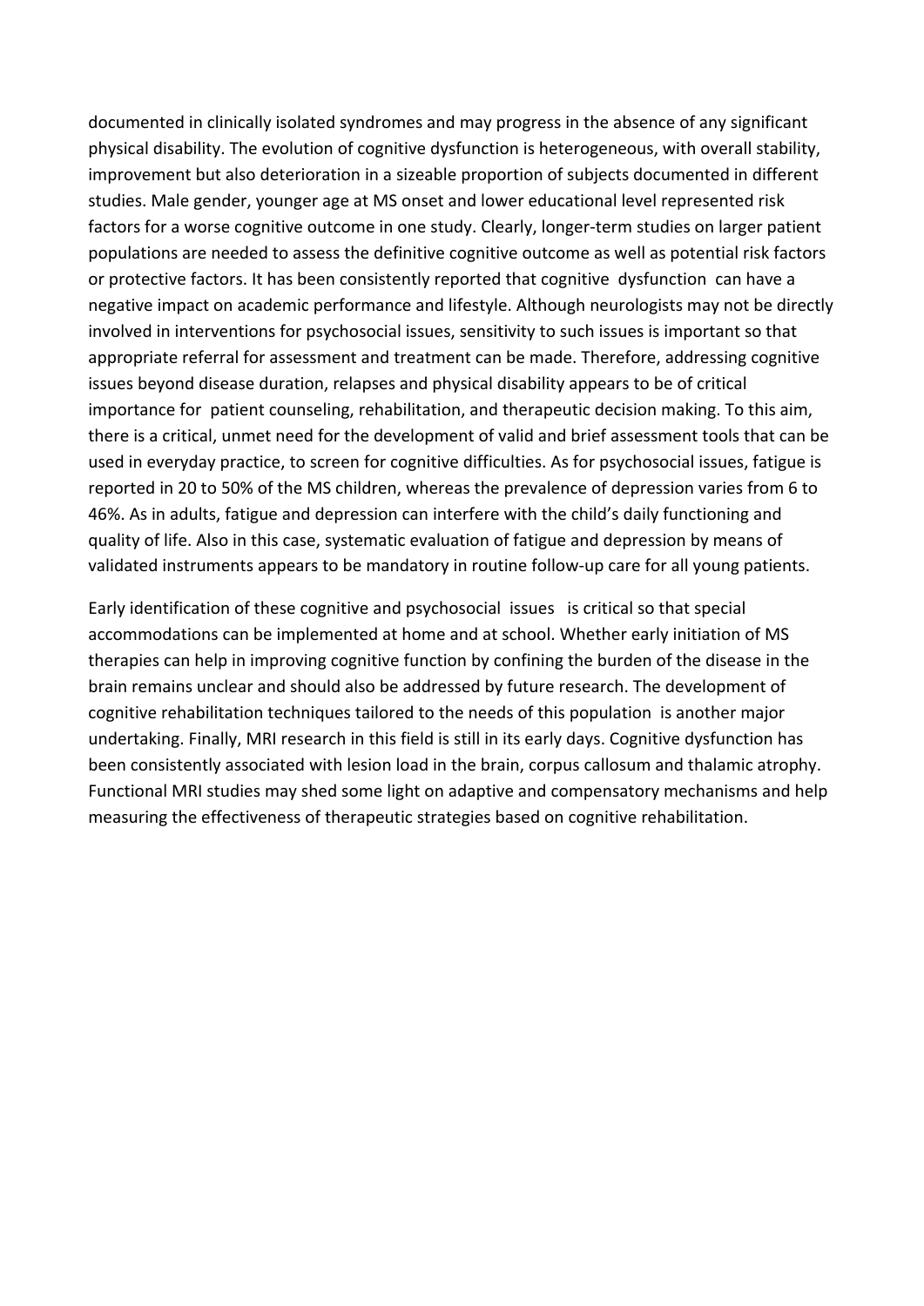documented in clinically isolated syndromes and may progress in the absence of any significant physical disability. The evolution of cognitive dysfunction is heterogeneous, with overall stability, improvement but also deterioration in a sizeable proportion of subjects documented in different studies. Male gender, younger age at MS onset and lower educational level represented risk factors for a worse cognitive outcome in one study. Clearly, longer-term studies on larger patient populations are needed to assess the definitive cognitive outcome as well as potential risk factors or protective factors. It has been consistently reported that cognitive dysfunction can have a negative impact on academic performance and lifestyle. Although neurologists may not be directly involved in interventions for psychosocial issues, sensitivity to such issues is important so that appropriate referral for assessment and treatment can be made. Therefore, addressing cognitive issues beyond disease duration, relapses and physical disability appears to be of critical importance for patient counseling, rehabilitation, and therapeutic decision making. To this aim, there is a critical, unmet need for the development of valid and brief assessment tools that can be used in everyday practice, to screen for cognitive difficulties. As for psychosocial issues, fatigue is reported in 20 to 50% of the MS children, whereas the prevalence of depression varies from 6 to 46%. As in adults, fatigue and depression can interfere with the child's daily functioning and quality of life. Also in this case, systematic evaluation of fatigue and depression by means of validated instruments appears to be mandatory in routine follow-up care for all young patients.

Early identification of these cognitive and psychosocial issues is critical so that special accommodations can be implemented at home and at school. Whether early initiation of MS therapies can help in improving cognitive function by confining the burden of the disease in the brain remains unclear and should also be addressed by future research. The development of cognitive rehabilitation techniques tailored to the needs of this population is another major undertaking. Finally, MRI research in this field is still in its early days. Cognitive dysfunction has been consistently associated with lesion load in the brain, corpus callosum and thalamic atrophy. Functional MRI studies may shed some light on adaptive and compensatory mechanisms and help measuring the effectiveness of therapeutic strategies based on cognitive rehabilitation.